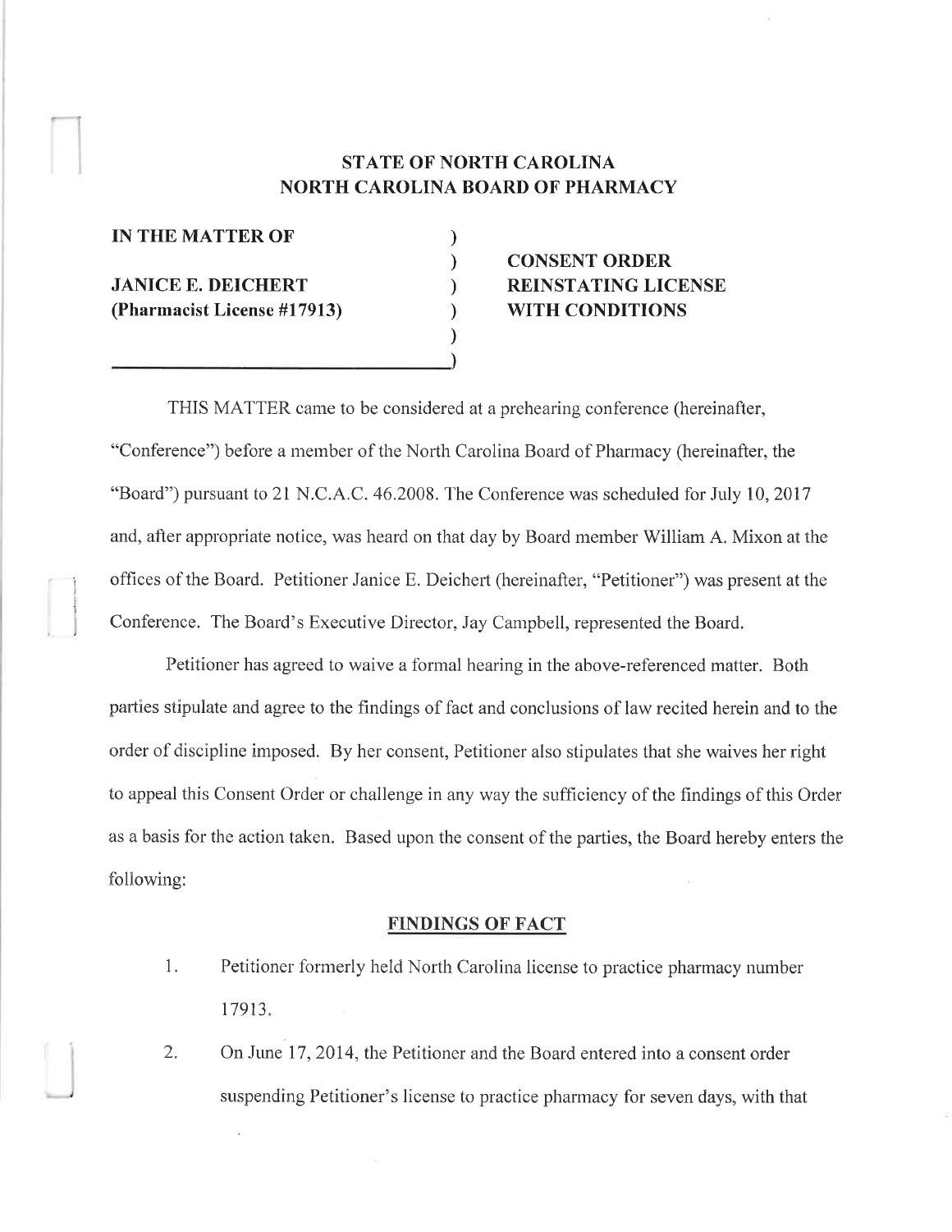## STATE OF NORTH CAROLINA
## NORTH CAROLINA BOARD OF PHARMACY

| | |
|---|---|
| **IN THE MATTER OF** | |
| | **CONSENT ORDER** |
| **JANICE E. DEICHERT** | **REINSTATING LICENSE** |
| **(Pharmacist License #17913)** | **WITH CONDITIONS** |

THIS MATTER came to be considered at a prehearing conference (hereinafter, "Conference") before a member of the North Carolina Board of Pharmacy (hereinafter, the "Board") pursuant to 21 N.C.A.C. 46.2008. The Conference was scheduled for July 10, 2017 and, after appropriate notice, was heard on that day by Board member William A. Mixon at the offices of the Board. Petitioner Janice E. Deichert (hereinafter, "Petitioner") was present at the Conference. The Board's Executive Director, Jay Campbell, represented the Board.

Petitioner has agreed to waive a formal hearing in the above-referenced matter. Both parties stipulate and agree to the findings of fact and conclusions of law recited herein and to the order of discipline imposed. By her consent, Petitioner also stipulates that she waives her right to appeal this Consent Order or challenge in any way the sufficiency of the findings of this Order as a basis for the action taken. Based upon the consent of the parties, the Board hereby enters the following:

### FINDINGS OF FACT

1. Petitioner formerly held North Carolina license to practice pharmacy number 17913.

2. On June 17, 2014, the Petitioner and the Board entered into a consent order suspending Petitioner's license to practice pharmacy for seven days, with that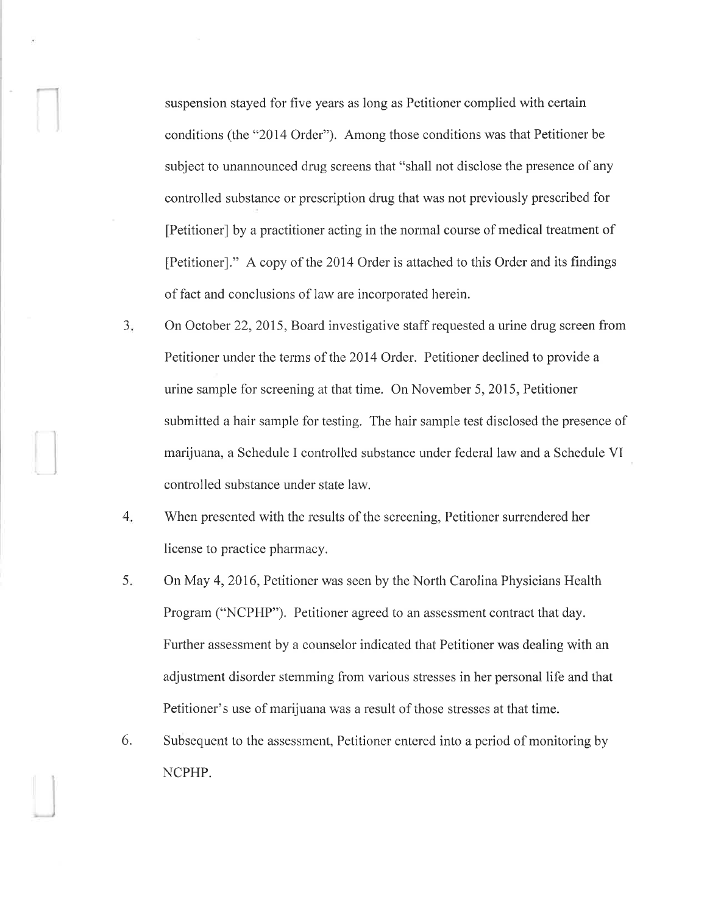suspension stayed for five years as long as Petitioner complied with certain conditions (the "2014 Order"). Among those conditions was that Petitioner be subject to unannounced drug screens that "shall not disclose the presence of any controlled substance or prescription drug that was not previously prescribed for [Petitioner] by a practitioner acting in the normal course of medical treatment of [Petitioner]." A copy of the 2014 Order is attached to this Order and its findings of fact and conclusions of law are incorporated herein.

3. On October 22, 2015, Board investigative staff requested a urine drug screen from Petitioner under the terms of the 2014 Order. Petitioner declined to provide a urine sample for screening at that time. On November 5, 2015, Petitioner submitted a hair sample for testing. The hair sample test disclosed the presence of marijuana, a Schedule I controlled substance under federal law and a Schedule VI controlled substance under state law.

4. When presented with the results of the screening, Petitioner surrendered her license to practice pharmacy.

5. On May 4, 2016, Petitioner was seen by the North Carolina Physicians Health Program ("NCPHP"). Petitioner agreed to an assessment contract that day. Further assessment by a counselor indicated that Petitioner was dealing with an adjustment disorder stemming from various stresses in her personal life and that Petitioner's use of marijuana was a result of those stresses at that time.

6. Subsequent to the assessment, Petitioner entered into a period of monitoring by NCPHP.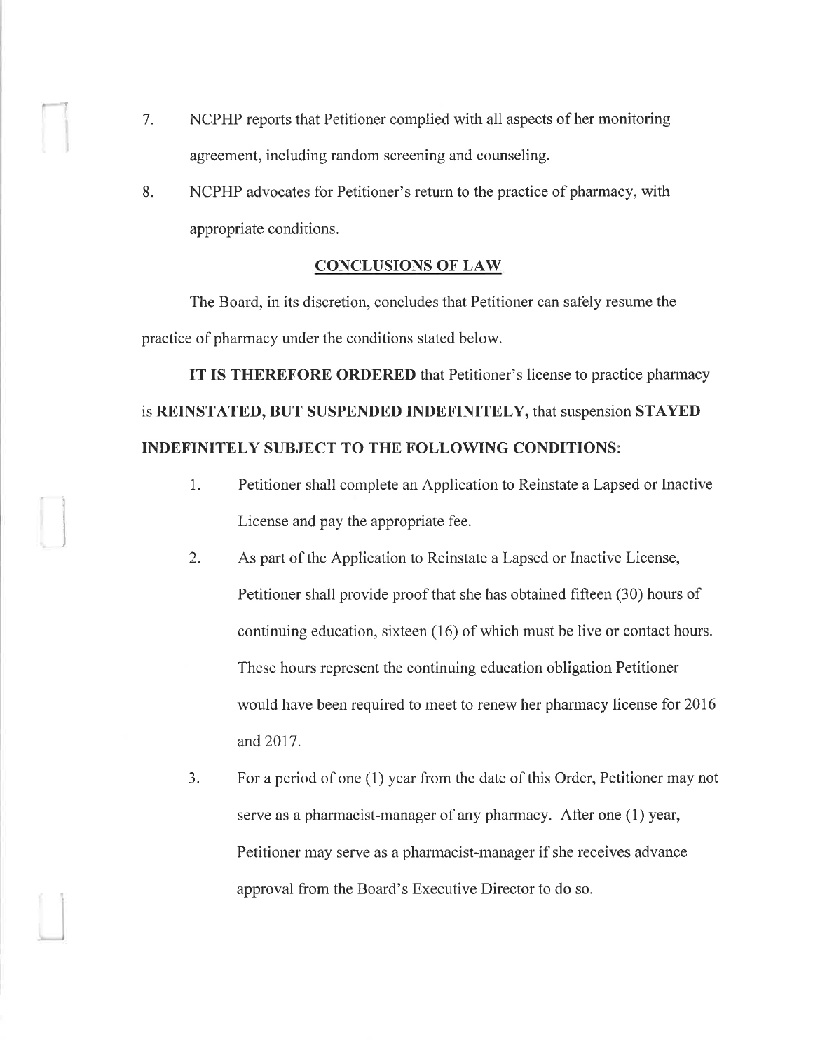7. NCPHP reports that Petitioner complied with all aspects of her monitoring agreement, including random screening and counseling.

8. NCPHP advocates for Petitioner's return to the practice of pharmacy, with appropriate conditions.

## CONCLUSIONS OF LAW

The Board, in its discretion, concludes that Petitioner can safely resume the practice of pharmacy under the conditions stated below.

**IT IS THEREFORE ORDERED** that Petitioner's license to practice pharmacy is **REINSTATED, BUT SUSPENDED INDEFINITELY,** that suspension **STAYED INDEFINITELY SUBJECT TO THE FOLLOWING CONDITIONS**:

1. Petitioner shall complete an Application to Reinstate a Lapsed or Inactive License and pay the appropriate fee.

2. As part of the Application to Reinstate a Lapsed or Inactive License, Petitioner shall provide proof that she has obtained fifteen (30) hours of continuing education, sixteen (16) of which must be live or contact hours. These hours represent the continuing education obligation Petitioner would have been required to meet to renew her pharmacy license for 2016 and 2017.

3. For a period of one (1) year from the date of this Order, Petitioner may not serve as a pharmacist-manager of any pharmacy. After one (1) year, Petitioner may serve as a pharmacist-manager if she receives advance approval from the Board's Executive Director to do so.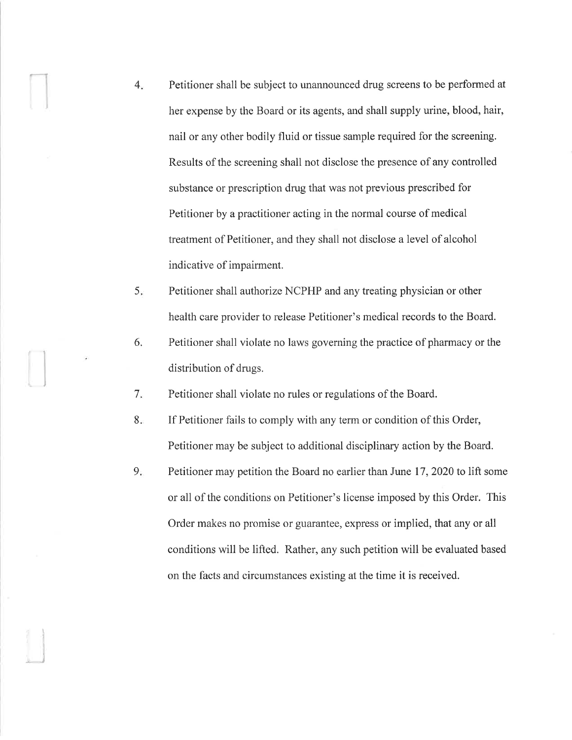4. Petitioner shall be subject to unannounced drug screens to be performed at her expense by the Board or its agents, and shall supply urine, blood, hair, nail or any other bodily fluid or tissue sample required for the screening. Results of the screening shall not disclose the presence of any controlled substance or prescription drug that was not previous prescribed for Petitioner by a practitioner acting in the normal course of medical treatment of Petitioner, and they shall not disclose a level of alcohol indicative of impairment.

5. Petitioner shall authorize NCPHP and any treating physician or other health care provider to release Petitioner's medical records to the Board.

6. Petitioner shall violate no laws governing the practice of pharmacy or the distribution of drugs.

7. Petitioner shall violate no rules or regulations of the Board.

8. If Petitioner fails to comply with any term or condition of this Order, Petitioner may be subject to additional disciplinary action by the Board.

9. Petitioner may petition the Board no earlier than June 17, 2020 to lift some or all of the conditions on Petitioner's license imposed by this Order. This Order makes no promise or guarantee, express or implied, that any or all conditions will be lifted. Rather, any such petition will be evaluated based on the facts and circumstances existing at the time it is received.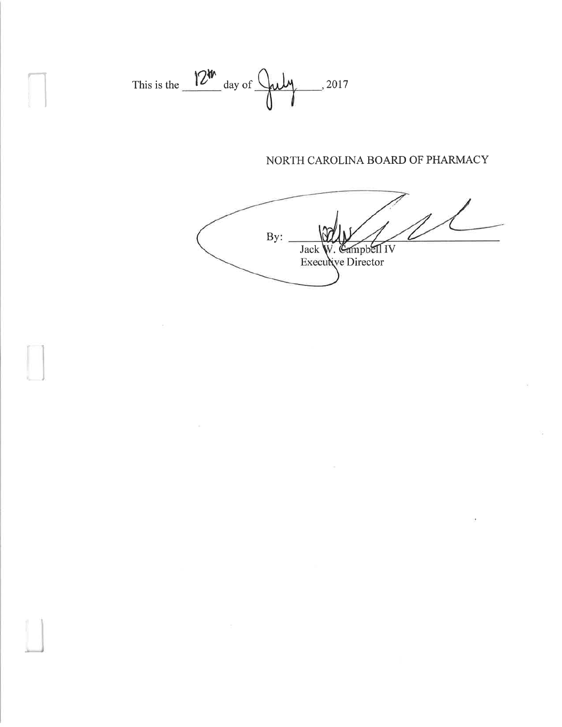This is the 12th day of July, 2017

NORTH CAROLINA BOARD OF PHARMACY

By: ______________________________

Jack W. Campbell IV
Executive Director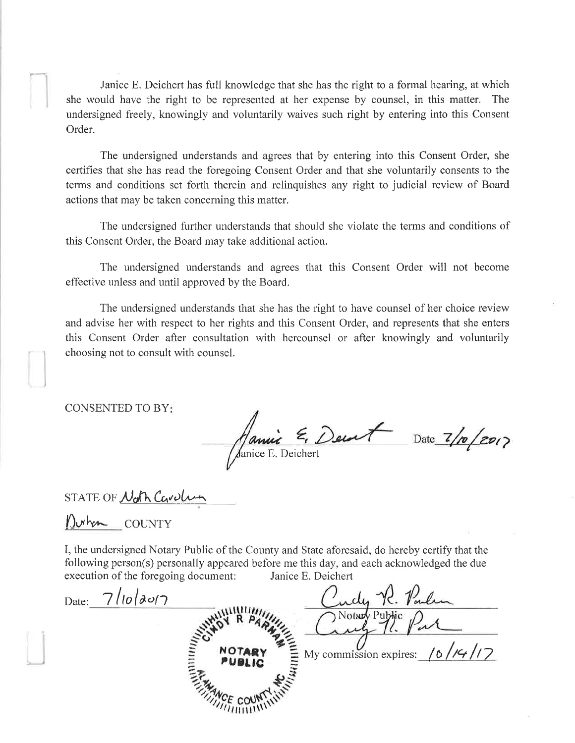Janice E. Deichert has full knowledge that she has the right to a formal hearing, at which she would have the right to be represented at her expense by counsel, in this matter. The undersigned freely, knowingly and voluntarily waives such right by entering into this Consent Order.

The undersigned understands and agrees that by entering into this Consent Order, she certifies that she has read the foregoing Consent Order and that she voluntarily consents to the terms and conditions set forth therein and relinquishes any right to judicial review of Board actions that may be taken concerning this matter.

The undersigned further understands that should she violate the terms and conditions of this Consent Order, the Board may take additional action.

The undersigned understands and agrees that this Consent Order will not become effective unless and until approved by the Board.

The undersigned understands that she has the right to have counsel of her choice review and advise her with respect to her rights and this Consent Order, and represents that she enters this Consent Order after consultation with hercounsel or after knowingly and voluntarily choosing not to consult with counsel.

CONSENTED TO BY:

Janice E. Deichert Date 7/10/2017

Janice E. Deichert

STATE OF North Carolina

Durham COUNTY

I, the undersigned Notary Public of the County and State aforesaid, do hereby certify that the following person(s) personally appeared before me this day, and each acknowledged the due execution of the foregoing document: Janice E. Deichert

Date: 7/10/2017

Cindy R. Parham

Notary Public

Cindy R. Park

My commission expires: 10/14/17

CINDY R PARHAM NOTARY PUBLIC ALAMANCE COUNTY, NC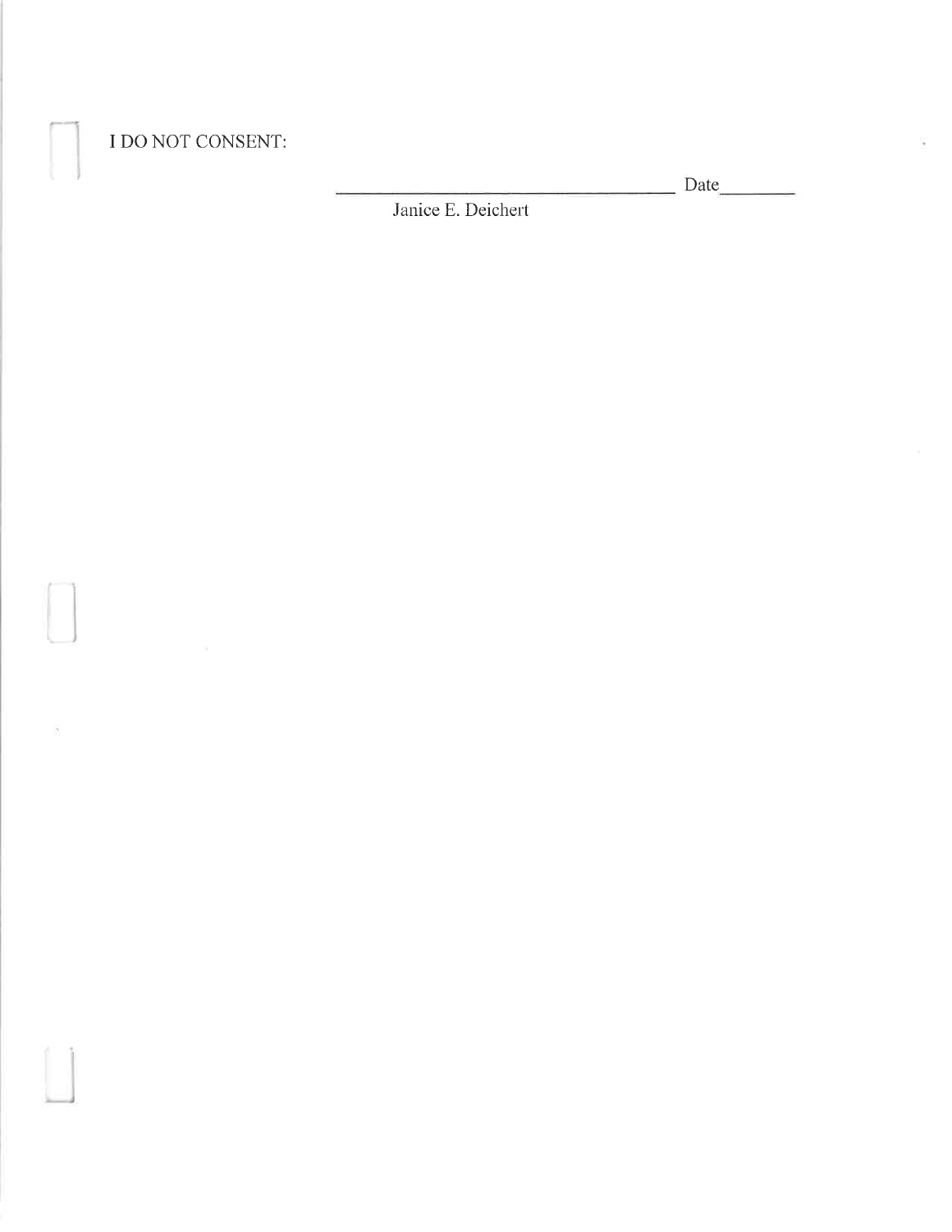I DO NOT CONSENT:

\_\_\_\_\_\_\_\_\_\_\_\_\_\_\_\_\_\_\_\_\_\_\_\_\_\_\_\_\_\_\_\_\_\_ Date\_\_\_\_\_\_\_\_

Janice E. Deichert